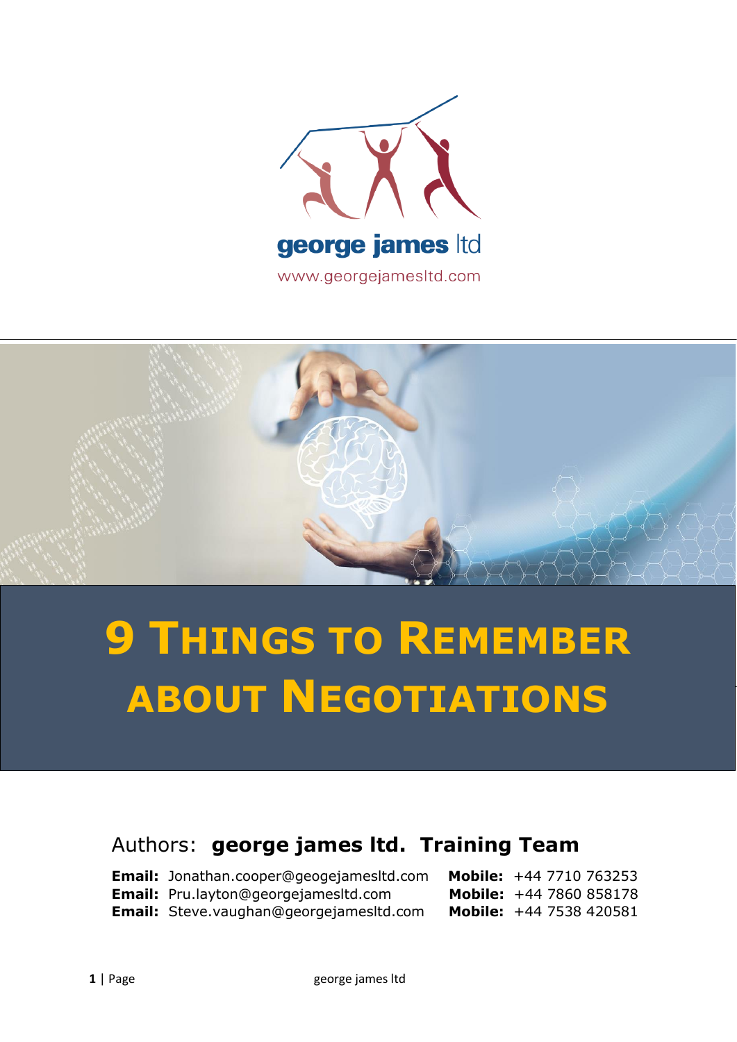george james ltd

www.georgejamesltd.com

# 9 Things to Remember about Negotiations

Authors: **george james ltd. Training Team**

**Email:** Jonathan.cooper@geogejamesltd.com **Mobile:** +44 7710 763253
**Email:** Pru.layton@georgejamesltd.com **Mobile:** +44 7860 858178
**Email:** Steve.vaughan@georgejamesltd.com **Mobile:** +44 7538 420581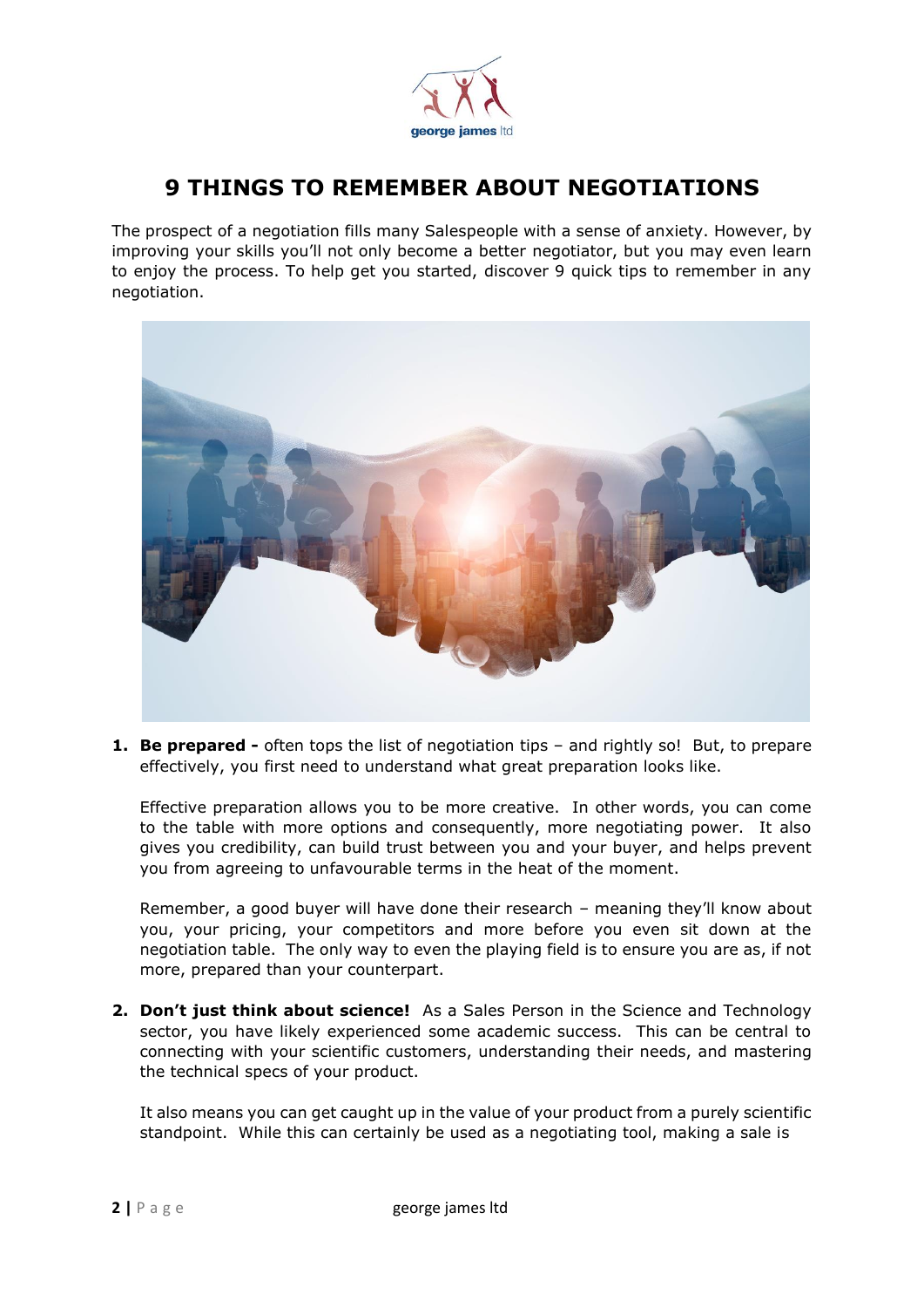# 9 THINGS TO REMEMBER ABOUT NEGOTIATIONS

The prospect of a negotiation fills many Salespeople with a sense of anxiety. However, by improving your skills you'll not only become a better negotiator, but you may even learn to enjoy the process. To help get you started, discover 9 quick tips to remember in any negotiation.

1. **Be prepared -** often tops the list of negotiation tips – and rightly so! But, to prepare effectively, you first need to understand what great preparation looks like.

   Effective preparation allows you to be more creative. In other words, you can come to the table with more options and consequently, more negotiating power. It also gives you credibility, can build trust between you and your buyer, and helps prevent you from agreeing to unfavourable terms in the heat of the moment.

   Remember, a good buyer will have done their research – meaning they'll know about you, your pricing, your competitors and more before you even sit down at the negotiation table. The only way to even the playing field is to ensure you are as, if not more, prepared than your counterpart.

2. **Don't just think about science!** As a Sales Person in the Science and Technology sector, you have likely experienced some academic success. This can be central to connecting with your scientific customers, understanding their needs, and mastering the technical specs of your product.

   It also means you can get caught up in the value of your product from a purely scientific standpoint. While this can certainly be used as a negotiating tool, making a sale is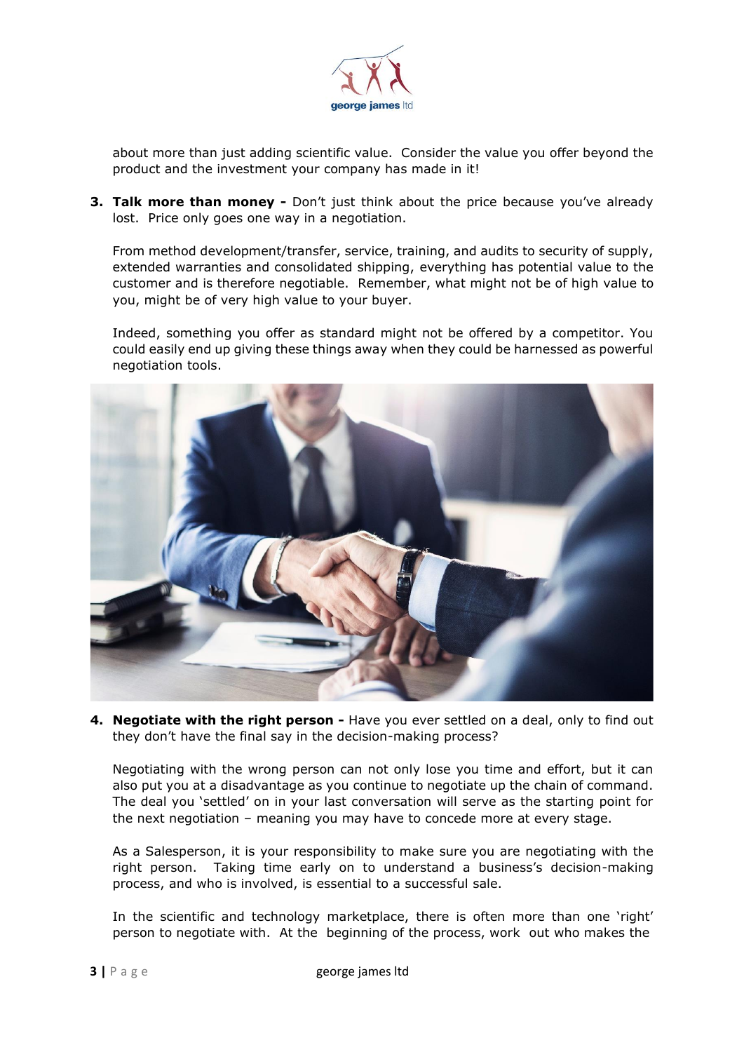about more than just adding scientific value. Consider the value you offer beyond the product and the investment your company has made in it!

3. **Talk more than money -** Don't just think about the price because you've already lost. Price only goes one way in a negotiation.

   From method development/transfer, service, training, and audits to security of supply, extended warranties and consolidated shipping, everything has potential value to the customer and is therefore negotiable. Remember, what might not be of high value to you, might be of very high value to your buyer.

   Indeed, something you offer as standard might not be offered by a competitor. You could easily end up giving these things away when they could be harnessed as powerful negotiation tools.

4. **Negotiate with the right person -** Have you ever settled on a deal, only to find out they don't have the final say in the decision-making process?

   Negotiating with the wrong person can not only lose you time and effort, but it can also put you at a disadvantage as you continue to negotiate up the chain of command. The deal you 'settled' on in your last conversation will serve as the starting point for the next negotiation – meaning you may have to concede more at every stage.

   As a Salesperson, it is your responsibility to make sure you are negotiating with the right person. Taking time early on to understand a business's decision-making process, and who is involved, is essential to a successful sale.

   In the scientific and technology marketplace, there is often more than one 'right' person to negotiate with. At the beginning of the process, work out who makes the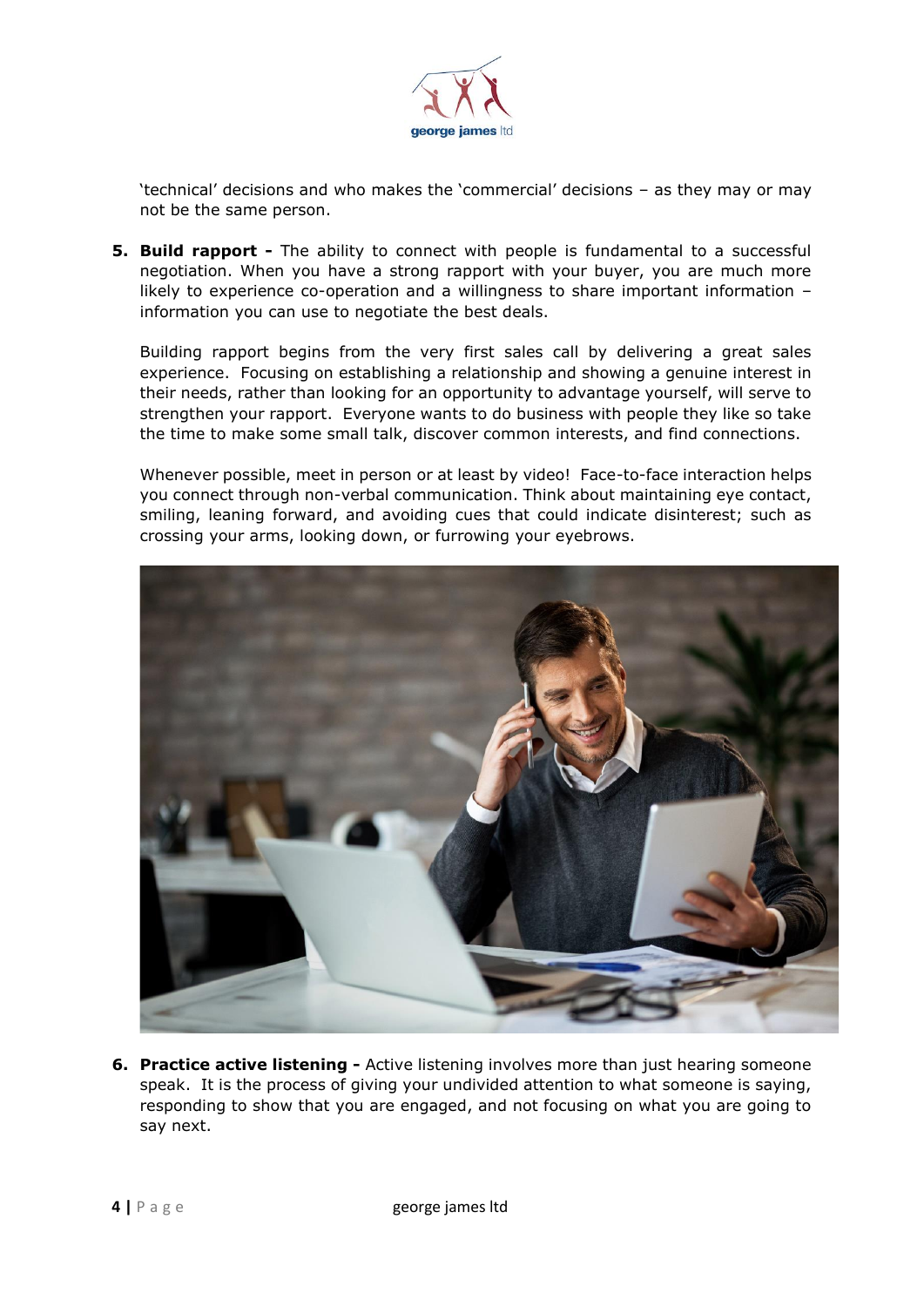'technical' decisions and who makes the 'commercial' decisions – as they may or may not be the same person.

5. **Build rapport -** The ability to connect with people is fundamental to a successful negotiation. When you have a strong rapport with your buyer, you are much more likely to experience co-operation and a willingness to share important information – information you can use to negotiate the best deals.

   Building rapport begins from the very first sales call by delivering a great sales experience. Focusing on establishing a relationship and showing a genuine interest in their needs, rather than looking for an opportunity to advantage yourself, will serve to strengthen your rapport. Everyone wants to do business with people they like so take the time to make some small talk, discover common interests, and find connections.

   Whenever possible, meet in person or at least by video! Face-to-face interaction helps you connect through non-verbal communication. Think about maintaining eye contact, smiling, leaning forward, and avoiding cues that could indicate disinterest; such as crossing your arms, looking down, or furrowing your eyebrows.

6. **Practice active listening -** Active listening involves more than just hearing someone speak. It is the process of giving your undivided attention to what someone is saying, responding to show that you are engaged, and not focusing on what you are going to say next.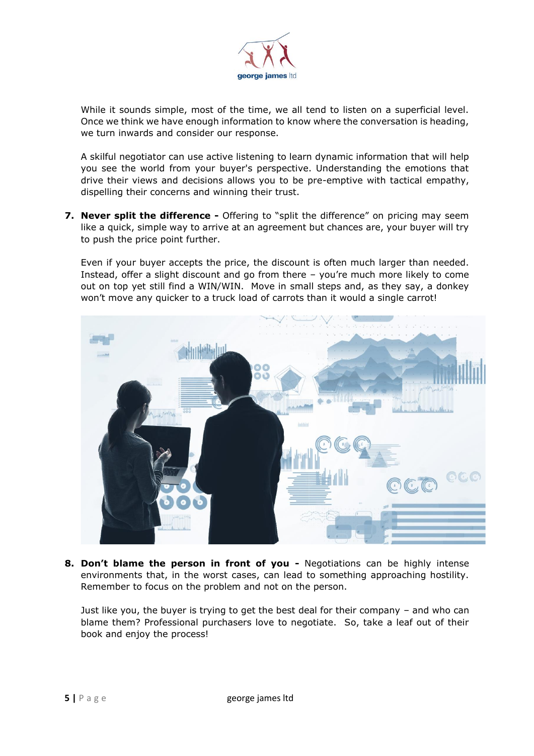While it sounds simple, most of the time, we all tend to listen on a superficial level. Once we think we have enough information to know where the conversation is heading, we turn inwards and consider our response.

A skilful negotiator can use active listening to learn dynamic information that will help you see the world from your buyer's perspective. Understanding the emotions that drive their views and decisions allows you to be pre-emptive with tactical empathy, dispelling their concerns and winning their trust.

7. **Never split the difference -** Offering to "split the difference" on pricing may seem like a quick, simple way to arrive at an agreement but chances are, your buyer will try to push the price point further.

   Even if your buyer accepts the price, the discount is often much larger than needed. Instead, offer a slight discount and go from there – you're much more likely to come out on top yet still find a WIN/WIN. Move in small steps and, as they say, a donkey won't move any quicker to a truck load of carrots than it would a single carrot!

8. **Don't blame the person in front of you -** Negotiations can be highly intense environments that, in the worst cases, can lead to something approaching hostility. Remember to focus on the problem and not on the person.

   Just like you, the buyer is trying to get the best deal for their company – and who can blame them? Professional purchasers love to negotiate. So, take a leaf out of their book and enjoy the process!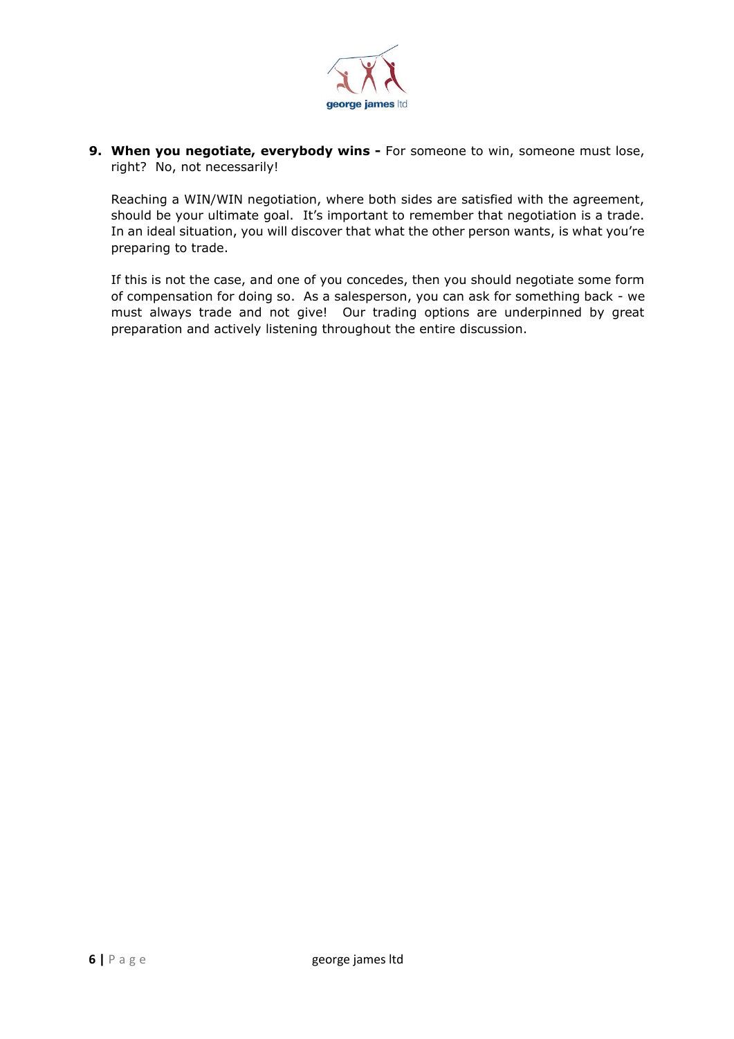9. **When you negotiate, everybody wins -** For someone to win, someone must lose, right? No, not necessarily!

   Reaching a WIN/WIN negotiation, where both sides are satisfied with the agreement, should be your ultimate goal. It's important to remember that negotiation is a trade. In an ideal situation, you will discover that what the other person wants, is what you're preparing to trade.

   If this is not the case, and one of you concedes, then you should negotiate some form of compensation for doing so. As a salesperson, you can ask for something back - we must always trade and not give! Our trading options are underpinned by great preparation and actively listening throughout the entire discussion.